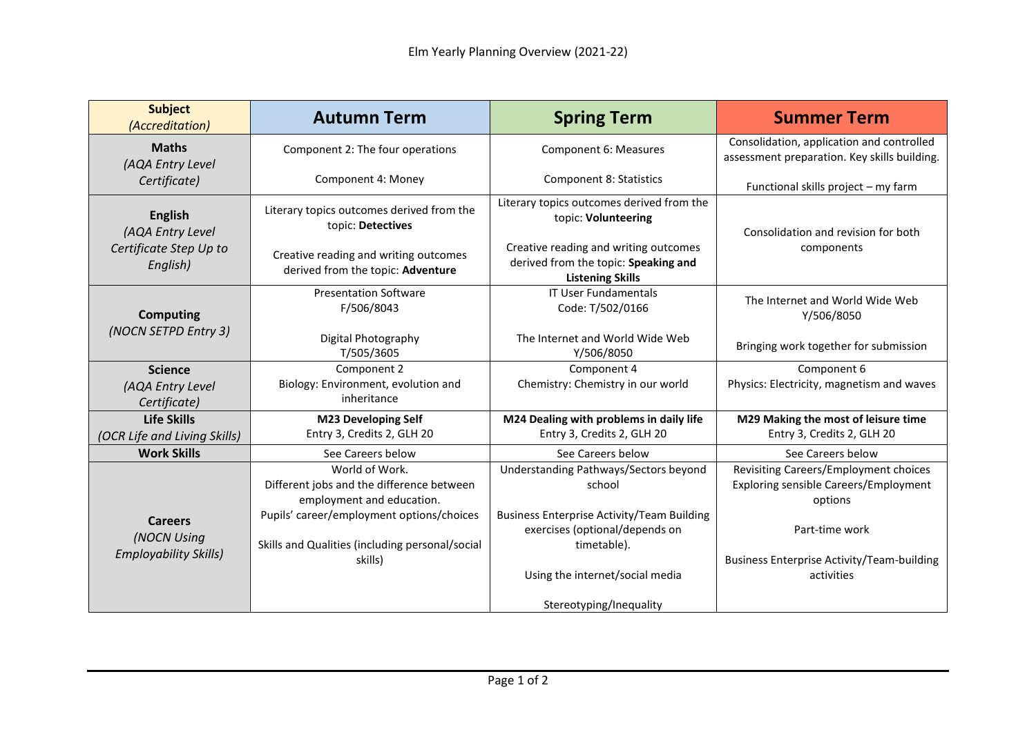# Elm Yearly Planning Overview (2021-22)

| **Subject** *(Accreditation)* | **Autumn Term** | **Spring Term** | **Summer Term** |
|---|---|---|---|
| **Maths** *(AQA Entry Level Certificate)* | Component 2: The four operations<br><br>Component 4: Money | Component 6: Measures<br><br>Component 8: Statistics | Consolidation, application and controlled assessment preparation. Key skills building.<br><br>Functional skills project – my farm |
| **English** *(AQA Entry Level Certificate Step Up to English)* | Literary topics outcomes derived from the topic: **Detectives**<br><br>Creative reading and writing outcomes derived from the topic: **Adventure** | Literary topics outcomes derived from the topic: **Volunteering**<br><br>Creative reading and writing outcomes derived from the topic: **Speaking and Listening Skills** | Consolidation and revision for both components |
| **Computing** *(NOCN SETPD Entry 3)* | Presentation Software<br>F/506/8043<br><br>Digital Photography<br>T/505/3605 | IT User Fundamentals<br>Code: T/502/0166<br><br>The Internet and World Wide Web<br>Y/506/8050 | The Internet and World Wide Web<br>Y/506/8050<br><br>Bringing work together for submission |
| **Science** *(AQA Entry Level Certificate)* | Component 2<br>Biology: Environment, evolution and inheritance | Component 4<br>Chemistry: Chemistry in our world | Component 6<br>Physics: Electricity, magnetism and waves |
| **Life Skills** *(OCR Life and Living Skills)* | **M23 Developing Self**<br>Entry 3, Credits 2, GLH 20 | **M24 Dealing with problems in daily life**<br>Entry 3, Credits 2, GLH 20 | **M29 Making the most of leisure time**<br>Entry 3, Credits 2, GLH 20 |
| **Work Skills** | See Careers below | See Careers below | See Careers below |
| **Careers** *(NOCN Using Employability Skills)* | World of Work.<br>Different jobs and the difference between employment and education.<br>Pupils' career/employment options/choices<br><br>Skills and Qualities (including personal/social skills) | Understanding Pathways/Sectors beyond school<br><br>Business Enterprise Activity/Team Building exercises (optional/depends on timetable).<br><br>Using the internet/social media<br><br>Stereotyping/Inequality | Revisiting Careers/Employment choices<br>Exploring sensible Careers/Employment options<br><br>Part-time work<br><br>Business Enterprise Activity/Team-building activities |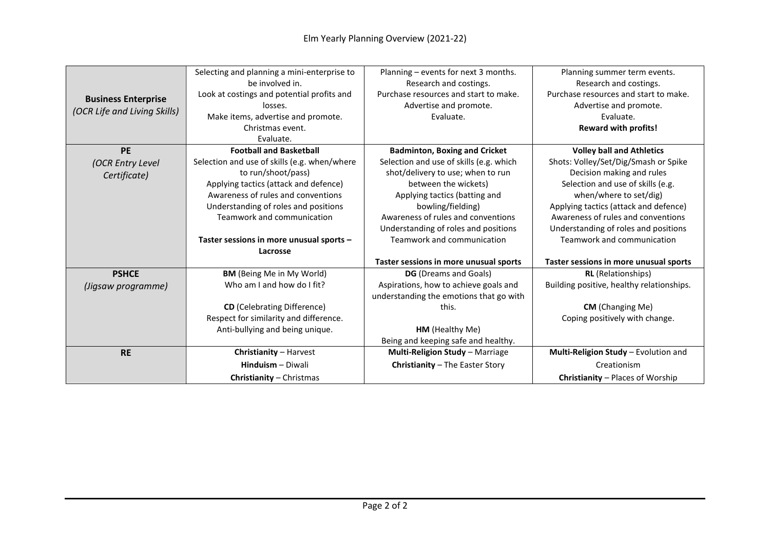# Elm Yearly Planning Overview (2021-22)

| | | | |
|---|---|---|---|
| **Business Enterprise** *(OCR Life and Living Skills)* | Selecting and planning a mini-enterprise to be involved in.<br>Look at costings and potential profits and losses.<br>Make items, advertise and promote.<br>Christmas event.<br>Evaluate. | Planning – events for next 3 months.<br>Research and costings.<br>Purchase resources and start to make.<br>Advertise and promote.<br>Evaluate. | Planning summer term events.<br>Research and costings.<br>Purchase resources and start to make.<br>Advertise and promote.<br>Evaluate.<br>**Reward with profits!** |
| **PE** *(OCR Entry Level Certificate)* | **Football and Basketball**<br>Selection and use of skills (e.g. when/where to run/shoot/pass)<br>Applying tactics (attack and defence)<br>Awareness of rules and conventions<br>Understanding of roles and positions<br>Teamwork and communication<br><br>**Taster sessions in more unusual sports – Lacrosse** | **Badminton, Boxing and Cricket**<br>Selection and use of skills (e.g. which shot/delivery to use; when to run between the wickets)<br>Applying tactics (batting and bowling/fielding)<br>Awareness of rules and conventions<br>Understanding of roles and positions<br>Teamwork and communication<br><br>**Taster sessions in more unusual sports** | **Volley ball and Athletics**<br>Shots: Volley/Set/Dig/Smash or Spike<br>Decision making and rules<br>Selection and use of skills (e.g. when/where to set/dig)<br>Applying tactics (attack and defence)<br>Awareness of rules and conventions<br>Understanding of roles and positions<br>Teamwork and communication<br><br>**Taster sessions in more unusual sports** |
| **PSHCE** *(Jigsaw programme)* | **BM** (Being Me in My World)<br>Who am I and how do I fit?<br><br>**CD** (Celebrating Difference)<br>Respect for similarity and difference.<br>Anti-bullying and being unique. | **DG** (Dreams and Goals)<br>Aspirations, how to achieve goals and understanding the emotions that go with this.<br><br>**HM** (Healthy Me)<br>Being and keeping safe and healthy. | **RL** (Relationships)<br>Building positive, healthy relationships.<br><br>**CM** (Changing Me)<br>Coping positively with change. |
| **RE** | **Christianity** – Harvest<br>**Hinduism** – Diwali<br>**Christianity** – Christmas | **Multi-Religion Study** – Marriage<br>**Christianity** – The Easter Story | **Multi-Religion Study** – Evolution and Creationism<br>**Christianity** – Places of Worship |